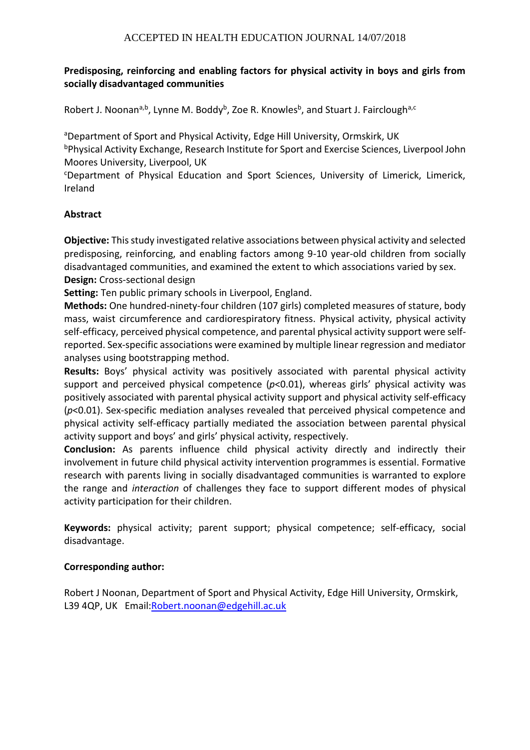ACCEPTED IN HEALTH EDUCATION JOURNAL 14/07/2018

# Predisposing, reinforcing and enabling factors for physical activity in boys and girls from socially disadvantaged communities

Robert J. Noonan[a,b], Lynne M. Boddy[b], Zoe R. Knowles[b], and Stuart J. Fairclough[a,c]

[a]Department of Sport and Physical Activity, Edge Hill University, Ormskirk, UK

[b]Physical Activity Exchange, Research Institute for Sport and Exercise Sciences, Liverpool John Moores University, Liverpool, UK

[c]Department of Physical Education and Sport Sciences, University of Limerick, Limerick, Ireland

## Abstract

**Objective:** This study investigated relative associations between physical activity and selected predisposing, reinforcing, and enabling factors among 9-10 year-old children from socially disadvantaged communities, and examined the extent to which associations varied by sex.

**Design:** Cross-sectional design

**Setting:** Ten public primary schools in Liverpool, England.

**Methods:** One hundred-ninety-four children (107 girls) completed measures of stature, body mass, waist circumference and cardiorespiratory fitness. Physical activity, physical activity self-efficacy, perceived physical competence, and parental physical activity support were self-reported. Sex-specific associations were examined by multiple linear regression and mediator analyses using bootstrapping method.

**Results:** Boys' physical activity was positively associated with parental physical activity support and perceived physical competence ($p<0.01$), whereas girls' physical activity was positively associated with parental physical activity support and physical activity self-efficacy ($p<0.01$). Sex-specific mediation analyses revealed that perceived physical competence and physical activity self-efficacy partially mediated the association between parental physical activity support and boys' and girls' physical activity, respectively.

**Conclusion:** As parents influence child physical activity directly and indirectly their involvement in future child physical activity intervention programmes is essential. Formative research with parents living in socially disadvantaged communities is warranted to explore the range and *interaction* of challenges they face to support different modes of physical activity participation for their children.

**Keywords:** physical activity; parent support; physical competence; self-efficacy, social disadvantage.

**Corresponding author:**

Robert J Noonan, Department of Sport and Physical Activity, Edge Hill University, Ormskirk, L39 4QP, UK Email:Robert.noonan@edgehill.ac.uk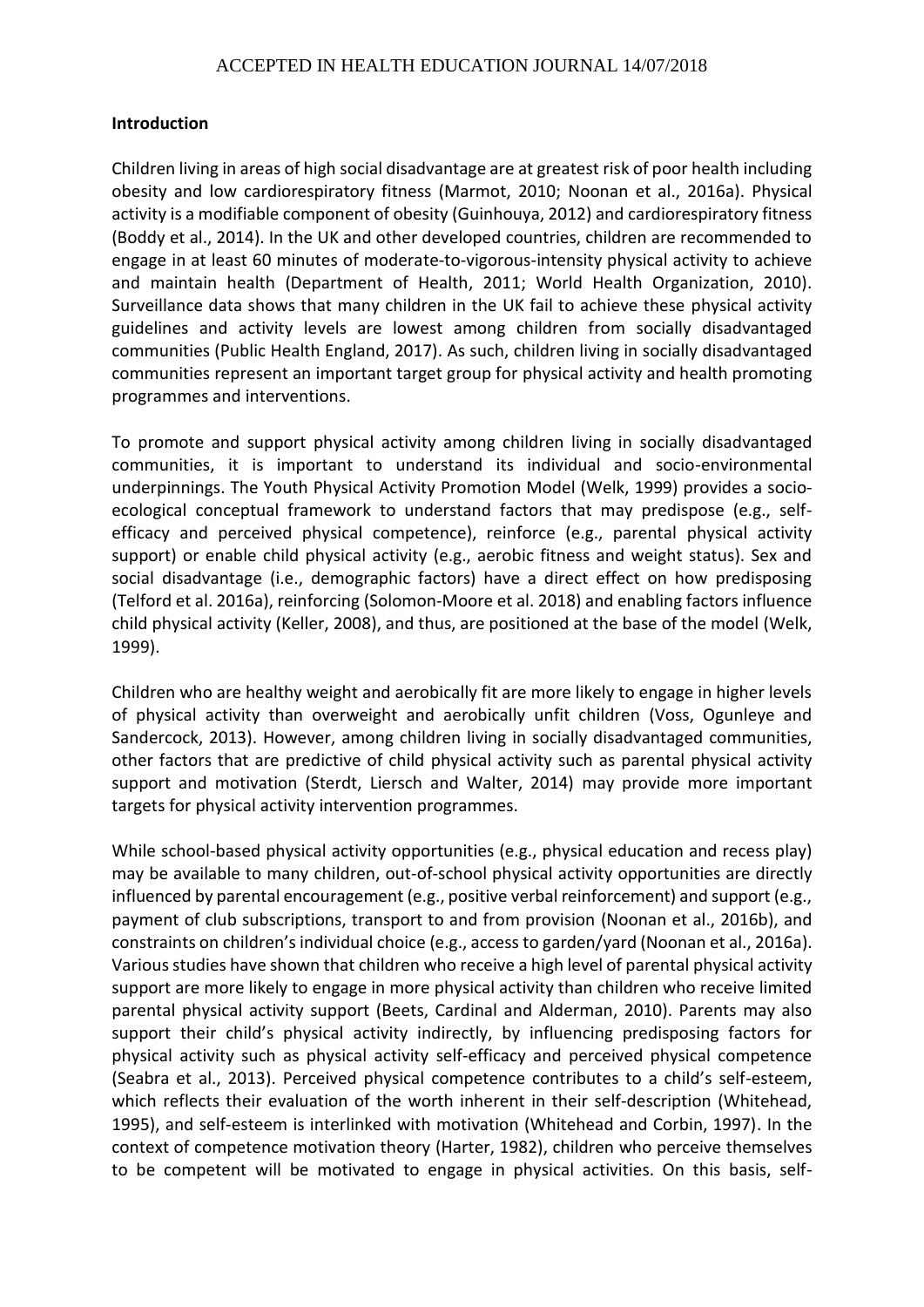## Introduction

Children living in areas of high social disadvantage are at greatest risk of poor health including obesity and low cardiorespiratory fitness (Marmot, 2010; Noonan et al., 2016a). Physical activity is a modifiable component of obesity (Guinhouya, 2012) and cardiorespiratory fitness (Boddy et al., 2014). In the UK and other developed countries, children are recommended to engage in at least 60 minutes of moderate-to-vigorous-intensity physical activity to achieve and maintain health (Department of Health, 2011; World Health Organization, 2010). Surveillance data shows that many children in the UK fail to achieve these physical activity guidelines and activity levels are lowest among children from socially disadvantaged communities (Public Health England, 2017). As such, children living in socially disadvantaged communities represent an important target group for physical activity and health promoting programmes and interventions.

To promote and support physical activity among children living in socially disadvantaged communities, it is important to understand its individual and socio-environmental underpinnings. The Youth Physical Activity Promotion Model (Welk, 1999) provides a socio-ecological conceptual framework to understand factors that may predispose (e.g., self-efficacy and perceived physical competence), reinforce (e.g., parental physical activity support) or enable child physical activity (e.g., aerobic fitness and weight status). Sex and social disadvantage (i.e., demographic factors) have a direct effect on how predisposing (Telford et al. 2016a), reinforcing (Solomon-Moore et al. 2018) and enabling factors influence child physical activity (Keller, 2008), and thus, are positioned at the base of the model (Welk, 1999).

Children who are healthy weight and aerobically fit are more likely to engage in higher levels of physical activity than overweight and aerobically unfit children (Voss, Ogunleye and Sandercock, 2013). However, among children living in socially disadvantaged communities, other factors that are predictive of child physical activity such as parental physical activity support and motivation (Sterdt, Liersch and Walter, 2014) may provide more important targets for physical activity intervention programmes.

While school-based physical activity opportunities (e.g., physical education and recess play) may be available to many children, out-of-school physical activity opportunities are directly influenced by parental encouragement (e.g., positive verbal reinforcement) and support (e.g., payment of club subscriptions, transport to and from provision (Noonan et al., 2016b), and constraints on children's individual choice (e.g., access to garden/yard (Noonan et al., 2016a). Various studies have shown that children who receive a high level of parental physical activity support are more likely to engage in more physical activity than children who receive limited parental physical activity support (Beets, Cardinal and Alderman, 2010). Parents may also support their child's physical activity indirectly, by influencing predisposing factors for physical activity such as physical activity self-efficacy and perceived physical competence (Seabra et al., 2013). Perceived physical competence contributes to a child's self-esteem, which reflects their evaluation of the worth inherent in their self-description (Whitehead, 1995), and self-esteem is interlinked with motivation (Whitehead and Corbin, 1997). In the context of competence motivation theory (Harter, 1982), children who perceive themselves to be competent will be motivated to engage in physical activities. On this basis, self-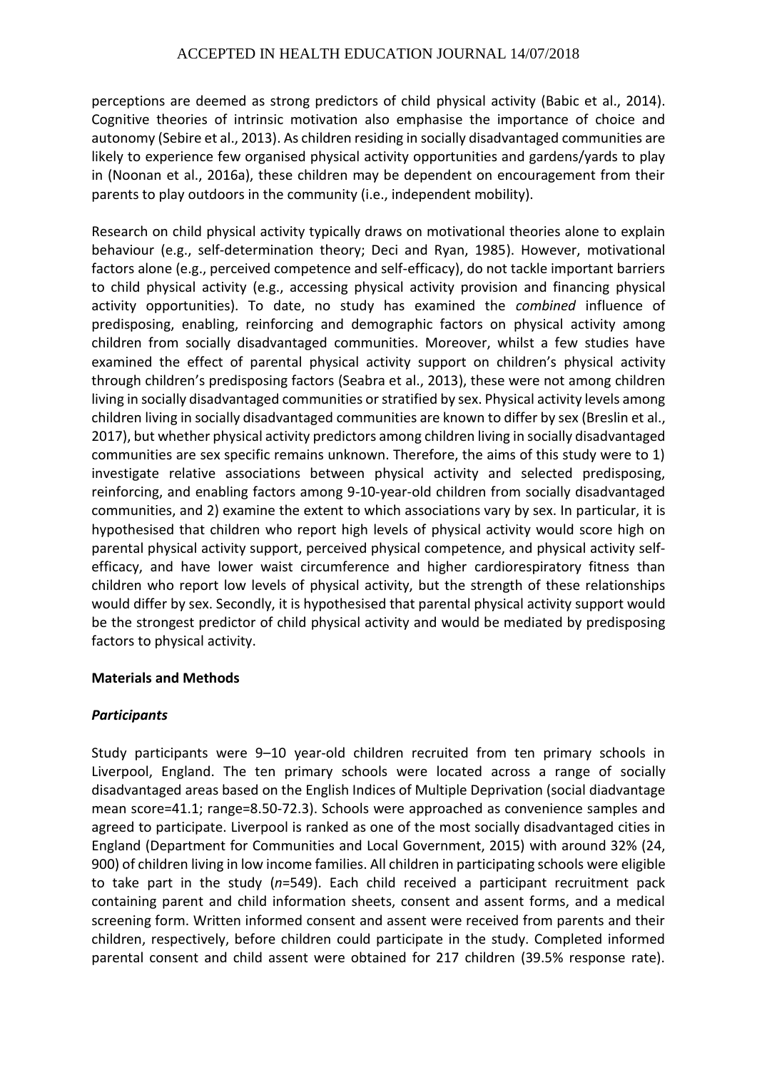perceptions are deemed as strong predictors of child physical activity (Babic et al., 2014). Cognitive theories of intrinsic motivation also emphasise the importance of choice and autonomy (Sebire et al., 2013). As children residing in socially disadvantaged communities are likely to experience few organised physical activity opportunities and gardens/yards to play in (Noonan et al., 2016a), these children may be dependent on encouragement from their parents to play outdoors in the community (i.e., independent mobility).

Research on child physical activity typically draws on motivational theories alone to explain behaviour (e.g., self-determination theory; Deci and Ryan, 1985). However, motivational factors alone (e.g., perceived competence and self-efficacy), do not tackle important barriers to child physical activity (e.g., accessing physical activity provision and financing physical activity opportunities). To date, no study has examined the *combined* influence of predisposing, enabling, reinforcing and demographic factors on physical activity among children from socially disadvantaged communities. Moreover, whilst a few studies have examined the effect of parental physical activity support on children's physical activity through children's predisposing factors (Seabra et al., 2013), these were not among children living in socially disadvantaged communities or stratified by sex. Physical activity levels among children living in socially disadvantaged communities are known to differ by sex (Breslin et al., 2017), but whether physical activity predictors among children living in socially disadvantaged communities are sex specific remains unknown. Therefore, the aims of this study were to 1) investigate relative associations between physical activity and selected predisposing, reinforcing, and enabling factors among 9-10-year-old children from socially disadvantaged communities, and 2) examine the extent to which associations vary by sex. In particular, it is hypothesised that children who report high levels of physical activity would score high on parental physical activity support, perceived physical competence, and physical activity self-efficacy, and have lower waist circumference and higher cardiorespiratory fitness than children who report low levels of physical activity, but the strength of these relationships would differ by sex. Secondly, it is hypothesised that parental physical activity support would be the strongest predictor of child physical activity and would be mediated by predisposing factors to physical activity.

## Materials and Methods

### *Participants*

Study participants were 9–10 year-old children recruited from ten primary schools in Liverpool, England. The ten primary schools were located across a range of socially disadvantaged areas based on the English Indices of Multiple Deprivation (social diadvantage mean score=41.1; range=8.50-72.3). Schools were approached as convenience samples and agreed to participate. Liverpool is ranked as one of the most socially disadvantaged cities in England (Department for Communities and Local Government, 2015) with around 32% (24, 900) of children living in low income families. All children in participating schools were eligible to take part in the study (*n*=549). Each child received a participant recruitment pack containing parent and child information sheets, consent and assent forms, and a medical screening form. Written informed consent and assent were received from parents and their children, respectively, before children could participate in the study. Completed informed parental consent and child assent were obtained for 217 children (39.5% response rate).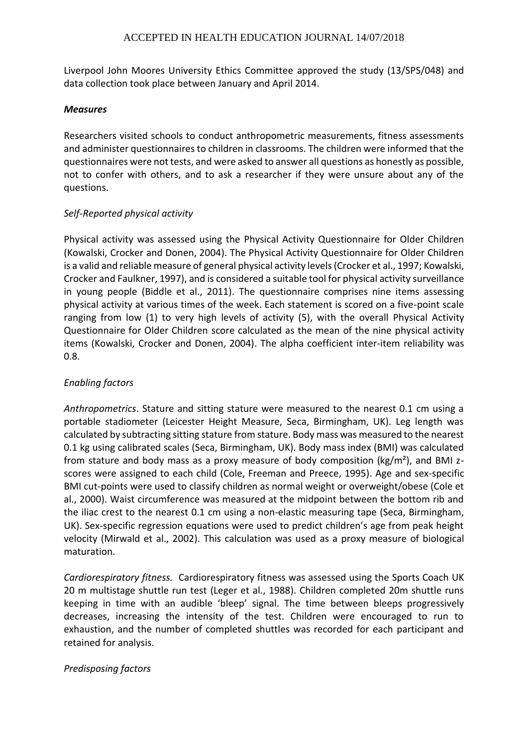Liverpool John Moores University Ethics Committee approved the study (13/SPS/048) and data collection took place between January and April 2014.

***Measures***

Researchers visited schools to conduct anthropometric measurements, fitness assessments and administer questionnaires to children in classrooms. The children were informed that the questionnaires were not tests, and were asked to answer all questions as honestly as possible, not to confer with others, and to ask a researcher if they were unsure about any of the questions.

*Self-Reported physical activity*

Physical activity was assessed using the Physical Activity Questionnaire for Older Children (Kowalski, Crocker and Donen, 2004). The Physical Activity Questionnaire for Older Children is a valid and reliable measure of general physical activity levels (Crocker et al., 1997; Kowalski, Crocker and Faulkner, 1997), and is considered a suitable tool for physical activity surveillance in young people (Biddle et al., 2011). The questionnaire comprises nine items assessing physical activity at various times of the week. Each statement is scored on a five-point scale ranging from low (1) to very high levels of activity (5), with the overall Physical Activity Questionnaire for Older Children score calculated as the mean of the nine physical activity items (Kowalski, Crocker and Donen, 2004). The alpha coefficient inter-item reliability was 0.8.

*Enabling factors*

*Anthropometrics*. Stature and sitting stature were measured to the nearest 0.1 cm using a portable stadiometer (Leicester Height Measure, Seca, Birmingham, UK). Leg length was calculated by subtracting sitting stature from stature. Body mass was measured to the nearest 0.1 kg using calibrated scales (Seca, Birmingham, UK). Body mass index (BMI) was calculated from stature and body mass as a proxy measure of body composition ($kg/m^2$), and BMI z-scores were assigned to each child (Cole, Freeman and Preece, 1995). Age and sex-specific BMI cut-points were used to classify children as normal weight or overweight/obese (Cole et al., 2000). Waist circumference was measured at the midpoint between the bottom rib and the iliac crest to the nearest 0.1 cm using a non-elastic measuring tape (Seca, Birmingham, UK). Sex-specific regression equations were used to predict children's age from peak height velocity (Mirwald et al., 2002). This calculation was used as a proxy measure of biological maturation.

*Cardiorespiratory fitness.* Cardiorespiratory fitness was assessed using the Sports Coach UK 20 m multistage shuttle run test (Leger et al., 1988). Children completed 20m shuttle runs keeping in time with an audible 'bleep' signal. The time between bleeps progressively decreases, increasing the intensity of the test. Children were encouraged to run to exhaustion, and the number of completed shuttles was recorded for each participant and retained for analysis.

*Predisposing factors*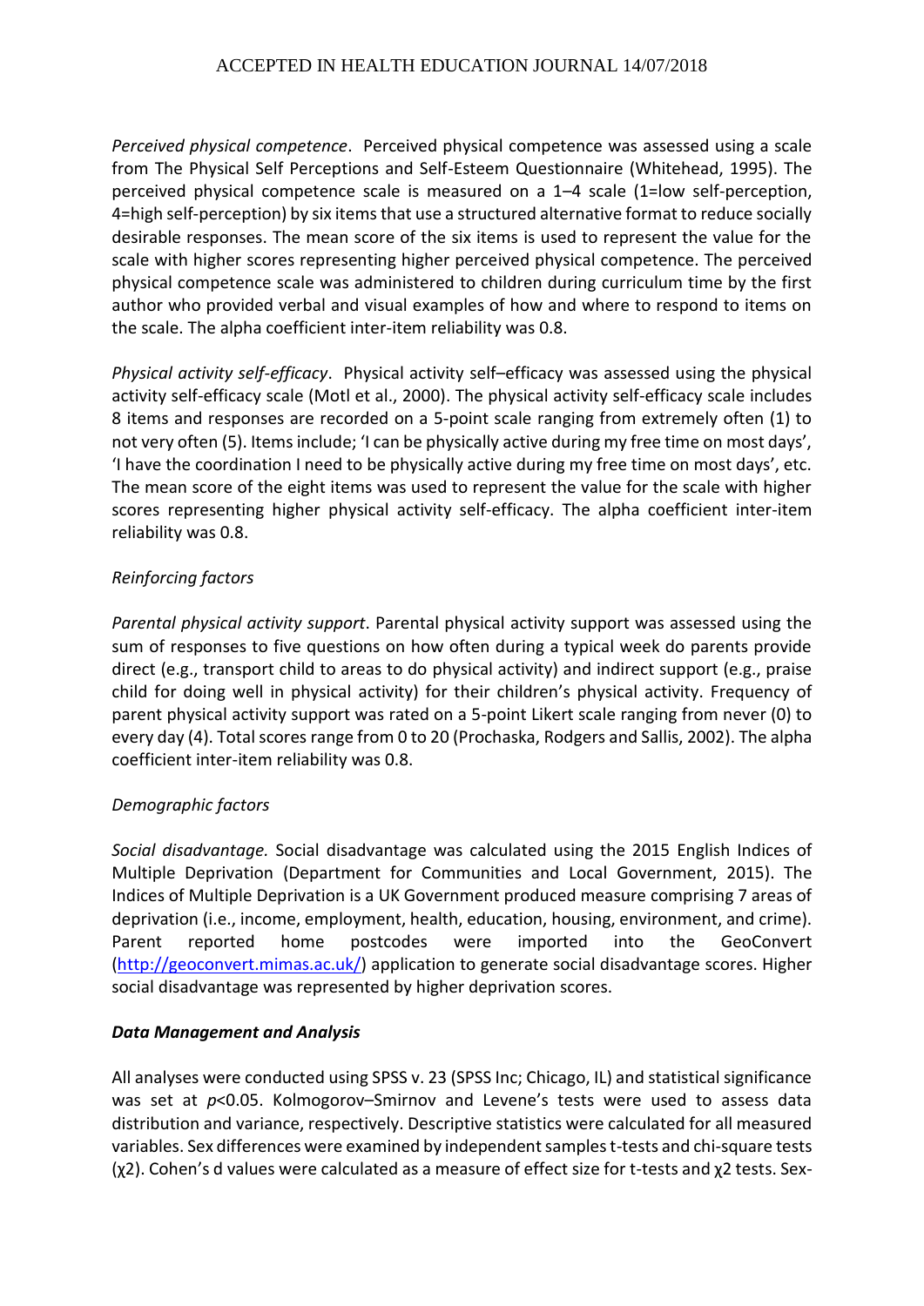*Perceived physical competence*. Perceived physical competence was assessed using a scale from The Physical Self Perceptions and Self-Esteem Questionnaire (Whitehead, 1995). The perceived physical competence scale is measured on a 1–4 scale (1=low self-perception, 4=high self-perception) by six items that use a structured alternative format to reduce socially desirable responses. The mean score of the six items is used to represent the value for the scale with higher scores representing higher perceived physical competence. The perceived physical competence scale was administered to children during curriculum time by the first author who provided verbal and visual examples of how and where to respond to items on the scale. The alpha coefficient inter-item reliability was 0.8.

*Physical activity self-efficacy*. Physical activity self–efficacy was assessed using the physical activity self-efficacy scale (Motl et al., 2000). The physical activity self-efficacy scale includes 8 items and responses are recorded on a 5-point scale ranging from extremely often (1) to not very often (5). Items include; 'I can be physically active during my free time on most days', 'I have the coordination I need to be physically active during my free time on most days', etc. The mean score of the eight items was used to represent the value for the scale with higher scores representing higher physical activity self-efficacy. The alpha coefficient inter-item reliability was 0.8.

*Reinforcing factors*

*Parental physical activity support*. Parental physical activity support was assessed using the sum of responses to five questions on how often during a typical week do parents provide direct (e.g., transport child to areas to do physical activity) and indirect support (e.g., praise child for doing well in physical activity) for their children's physical activity. Frequency of parent physical activity support was rated on a 5-point Likert scale ranging from never (0) to every day (4). Total scores range from 0 to 20 (Prochaska, Rodgers and Sallis, 2002). The alpha coefficient inter-item reliability was 0.8.

*Demographic factors*

*Social disadvantage.* Social disadvantage was calculated using the 2015 English Indices of Multiple Deprivation (Department for Communities and Local Government, 2015). The Indices of Multiple Deprivation is a UK Government produced measure comprising 7 areas of deprivation (i.e., income, employment, health, education, housing, environment, and crime). Parent reported home postcodes were imported into the GeoConvert (http://geoconvert.mimas.ac.uk/) application to generate social disadvantage scores. Higher social disadvantage was represented by higher deprivation scores.

***Data Management and Analysis***

All analyses were conducted using SPSS v. 23 (SPSS Inc; Chicago, IL) and statistical significance was set at $p<0.05$. Kolmogorov–Smirnov and Levene's tests were used to assess data distribution and variance, respectively. Descriptive statistics were calculated for all measured variables. Sex differences were examined by independent samples t-tests and chi-square tests ($\chi^2$). Cohen's d values were calculated as a measure of effect size for t-tests and $\chi^2$ tests. Sex-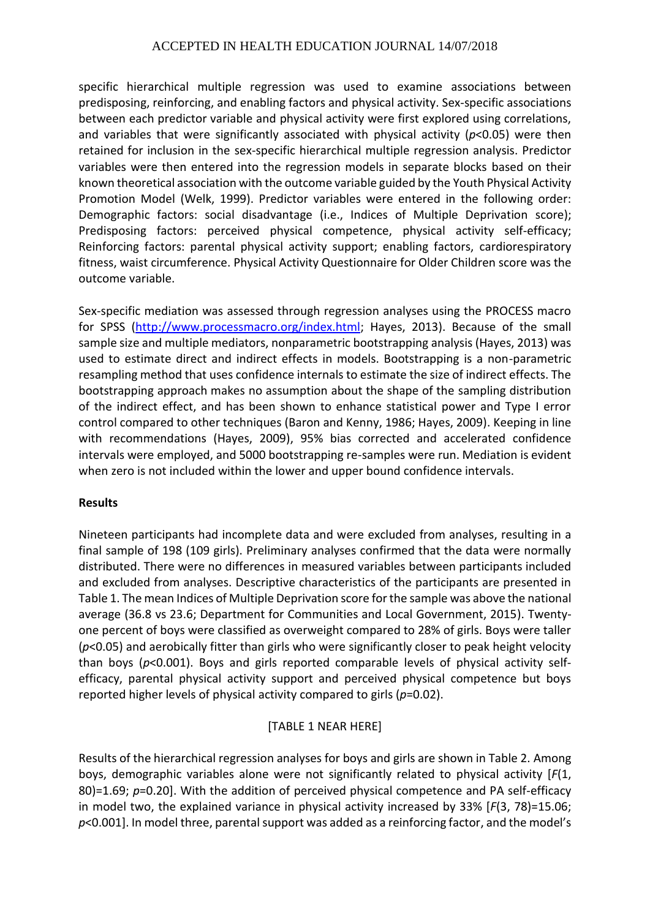specific hierarchical multiple regression was used to examine associations between predisposing, reinforcing, and enabling factors and physical activity. Sex-specific associations between each predictor variable and physical activity were first explored using correlations, and variables that were significantly associated with physical activity ($p<0.05$) were then retained for inclusion in the sex-specific hierarchical multiple regression analysis. Predictor variables were then entered into the regression models in separate blocks based on their known theoretical association with the outcome variable guided by the Youth Physical Activity Promotion Model (Welk, 1999). Predictor variables were entered in the following order: Demographic factors: social disadvantage (i.e., Indices of Multiple Deprivation score); Predisposing factors: perceived physical competence, physical activity self-efficacy; Reinforcing factors: parental physical activity support; enabling factors, cardiorespiratory fitness, waist circumference. Physical Activity Questionnaire for Older Children score was the outcome variable.

Sex-specific mediation was assessed through regression analyses using the PROCESS macro for SPSS (http://www.processmacro.org/index.html; Hayes, 2013). Because of the small sample size and multiple mediators, nonparametric bootstrapping analysis (Hayes, 2013) was used to estimate direct and indirect effects in models. Bootstrapping is a non-parametric resampling method that uses confidence internals to estimate the size of indirect effects. The bootstrapping approach makes no assumption about the shape of the sampling distribution of the indirect effect, and has been shown to enhance statistical power and Type I error control compared to other techniques (Baron and Kenny, 1986; Hayes, 2009). Keeping in line with recommendations (Hayes, 2009), 95% bias corrected and accelerated confidence intervals were employed, and 5000 bootstrapping re-samples were run. Mediation is evident when zero is not included within the lower and upper bound confidence intervals.

## Results

Nineteen participants had incomplete data and were excluded from analyses, resulting in a final sample of 198 (109 girls). Preliminary analyses confirmed that the data were normally distributed. There were no differences in measured variables between participants included and excluded from analyses. Descriptive characteristics of the participants are presented in Table 1. The mean Indices of Multiple Deprivation score for the sample was above the national average (36.8 vs 23.6; Department for Communities and Local Government, 2015). Twenty-one percent of boys were classified as overweight compared to 28% of girls. Boys were taller ($p<0.05$) and aerobically fitter than girls who were significantly closer to peak height velocity than boys ($p<0.001$). Boys and girls reported comparable levels of physical activity self-efficacy, parental physical activity support and perceived physical competence but boys reported higher levels of physical activity compared to girls ($p=0.02$).

[TABLE 1 NEAR HERE]

Results of the hierarchical regression analyses for boys and girls are shown in Table 2. Among boys, demographic variables alone were not significantly related to physical activity [$F(1, 80)=1.69$; $p=0.20$]. With the addition of perceived physical competence and PA self-efficacy in model two, the explained variance in physical activity increased by 33% [$F(3, 78)=15.06$; $p<0.001$]. In model three, parental support was added as a reinforcing factor, and the model's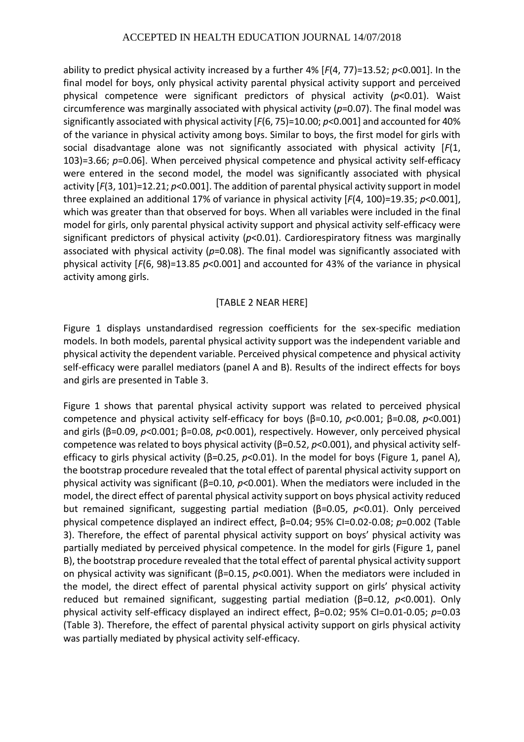ability to predict physical activity increased by a further 4% [$F(4, 77)=13.52$; $p<0.001$]. In the final model for boys, only physical activity parental physical activity support and perceived physical competence were significant predictors of physical activity ($p<0.01$). Waist circumference was marginally associated with physical activity ($p=0.07$). The final model was significantly associated with physical activity [$F(6, 75)=10.00$; $p<0.001$] and accounted for 40% of the variance in physical activity among boys. Similar to boys, the first model for girls with social disadvantage alone was not significantly associated with physical activity [$F(1, 103)=3.66$; $p=0.06$]. When perceived physical competence and physical activity self-efficacy were entered in the second model, the model was significantly associated with physical activity [$F(3, 101)=12.21$; $p<0.001$]. The addition of parental physical activity support in model three explained an additional 17% of variance in physical activity [$F(4, 100)=19.35$; $p<0.001$], which was greater than that observed for boys. When all variables were included in the final model for girls, only parental physical activity support and physical activity self-efficacy were significant predictors of physical activity ($p<0.01$). Cardiorespiratory fitness was marginally associated with physical activity ($p=0.08$). The final model was significantly associated with physical activity [$F(6, 98)=13.85$ $p<0.001$] and accounted for 43% of the variance in physical activity among girls.

[TABLE 2 NEAR HERE]

Figure 1 displays unstandardised regression coefficients for the sex-specific mediation models. In both models, parental physical activity support was the independent variable and physical activity the dependent variable. Perceived physical competence and physical activity self-efficacy were parallel mediators (panel A and B). Results of the indirect effects for boys and girls are presented in Table 3.

Figure 1 shows that parental physical activity support was related to perceived physical competence and physical activity self-efficacy for boys ($\beta=0.10$, $p<0.001$; $\beta=0.08$, $p<0.001$) and girls ($\beta=0.09$, $p<0.001$; $\beta=0.08$, $p<0.001$), respectively. However, only perceived physical competence was related to boys physical activity ($\beta=0.52$, $p<0.001$), and physical activity self-efficacy to girls physical activity ($\beta=0.25$, $p<0.01$). In the model for boys (Figure 1, panel A), the bootstrap procedure revealed that the total effect of parental physical activity support on physical activity was significant ($\beta=0.10$, $p<0.001$). When the mediators were included in the model, the direct effect of parental physical activity support on boys physical activity reduced but remained significant, suggesting partial mediation ($\beta=0.05$, $p<0.01$). Only perceived physical competence displayed an indirect effect, $\beta=0.04$; 95% CI=0.02-0.08; $p=0.002$ (Table 3). Therefore, the effect of parental physical activity support on boys' physical activity was partially mediated by perceived physical competence. In the model for girls (Figure 1, panel B), the bootstrap procedure revealed that the total effect of parental physical activity support on physical activity was significant ($\beta=0.15$, $p<0.001$). When the mediators were included in the model, the direct effect of parental physical activity support on girls' physical activity reduced but remained significant, suggesting partial mediation ($\beta=0.12$, $p<0.001$). Only physical activity self-efficacy displayed an indirect effect, $\beta=0.02$; 95% CI=0.01-0.05; $p=0.03$ (Table 3). Therefore, the effect of parental physical activity support on girls physical activity was partially mediated by physical activity self-efficacy.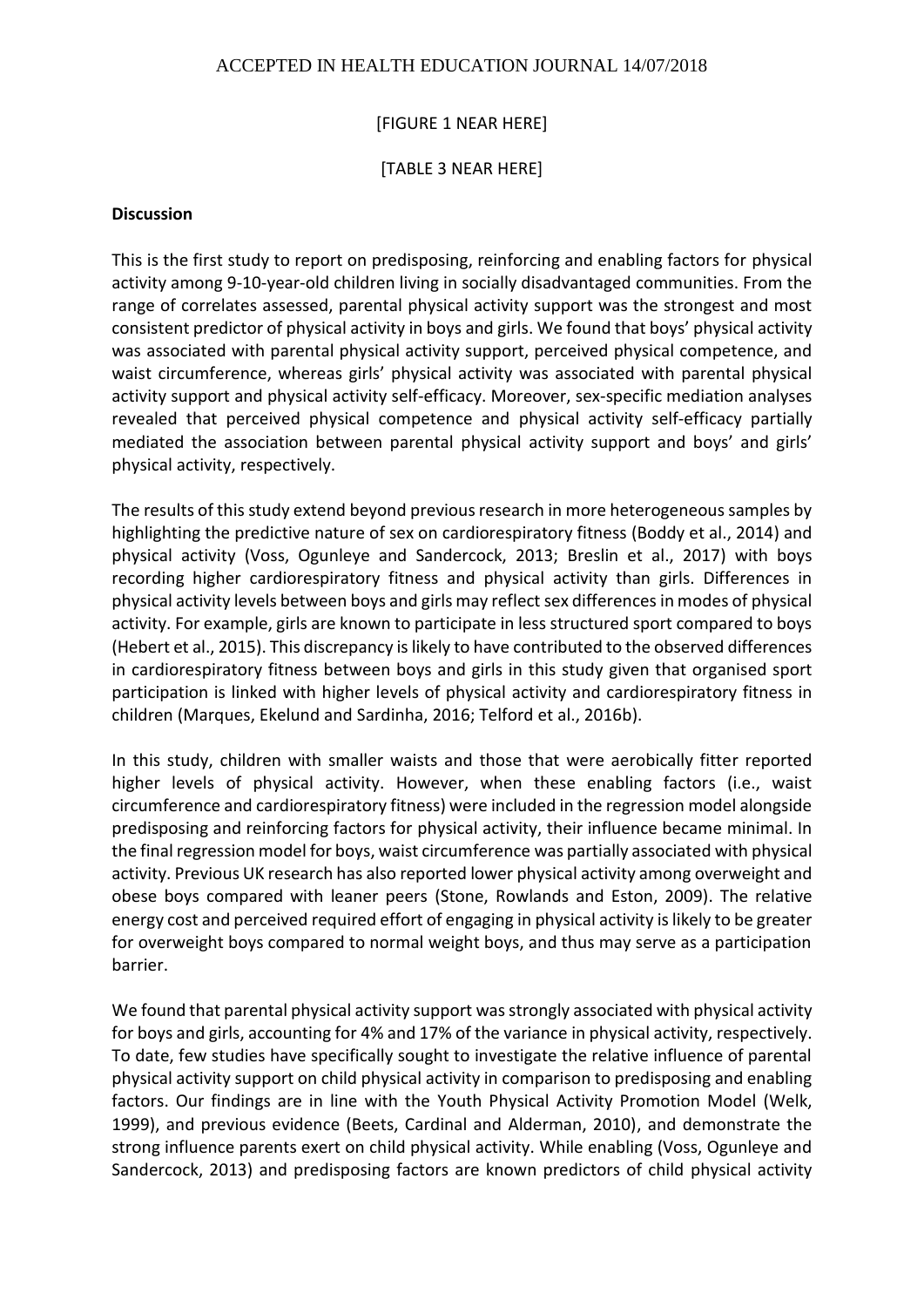[FIGURE 1 NEAR HERE]

[TABLE 3 NEAR HERE]

**Discussion**

This is the first study to report on predisposing, reinforcing and enabling factors for physical activity among 9-10-year-old children living in socially disadvantaged communities. From the range of correlates assessed, parental physical activity support was the strongest and most consistent predictor of physical activity in boys and girls. We found that boys' physical activity was associated with parental physical activity support, perceived physical competence, and waist circumference, whereas girls' physical activity was associated with parental physical activity support and physical activity self-efficacy. Moreover, sex-specific mediation analyses revealed that perceived physical competence and physical activity self-efficacy partially mediated the association between parental physical activity support and boys' and girls' physical activity, respectively.

The results of this study extend beyond previous research in more heterogeneous samples by highlighting the predictive nature of sex on cardiorespiratory fitness (Boddy et al., 2014) and physical activity (Voss, Ogunleye and Sandercock, 2013; Breslin et al., 2017) with boys recording higher cardiorespiratory fitness and physical activity than girls. Differences in physical activity levels between boys and girls may reflect sex differences in modes of physical activity. For example, girls are known to participate in less structured sport compared to boys (Hebert et al., 2015). This discrepancy is likely to have contributed to the observed differences in cardiorespiratory fitness between boys and girls in this study given that organised sport participation is linked with higher levels of physical activity and cardiorespiratory fitness in children (Marques, Ekelund and Sardinha, 2016; Telford et al., 2016b).

In this study, children with smaller waists and those that were aerobically fitter reported higher levels of physical activity. However, when these enabling factors (i.e., waist circumference and cardiorespiratory fitness) were included in the regression model alongside predisposing and reinforcing factors for physical activity, their influence became minimal. In the final regression model for boys, waist circumference was partially associated with physical activity. Previous UK research has also reported lower physical activity among overweight and obese boys compared with leaner peers (Stone, Rowlands and Eston, 2009). The relative energy cost and perceived required effort of engaging in physical activity is likely to be greater for overweight boys compared to normal weight boys, and thus may serve as a participation barrier.

We found that parental physical activity support was strongly associated with physical activity for boys and girls, accounting for 4% and 17% of the variance in physical activity, respectively. To date, few studies have specifically sought to investigate the relative influence of parental physical activity support on child physical activity in comparison to predisposing and enabling factors. Our findings are in line with the Youth Physical Activity Promotion Model (Welk, 1999), and previous evidence (Beets, Cardinal and Alderman, 2010), and demonstrate the strong influence parents exert on child physical activity. While enabling (Voss, Ogunleye and Sandercock, 2013) and predisposing factors are known predictors of child physical activity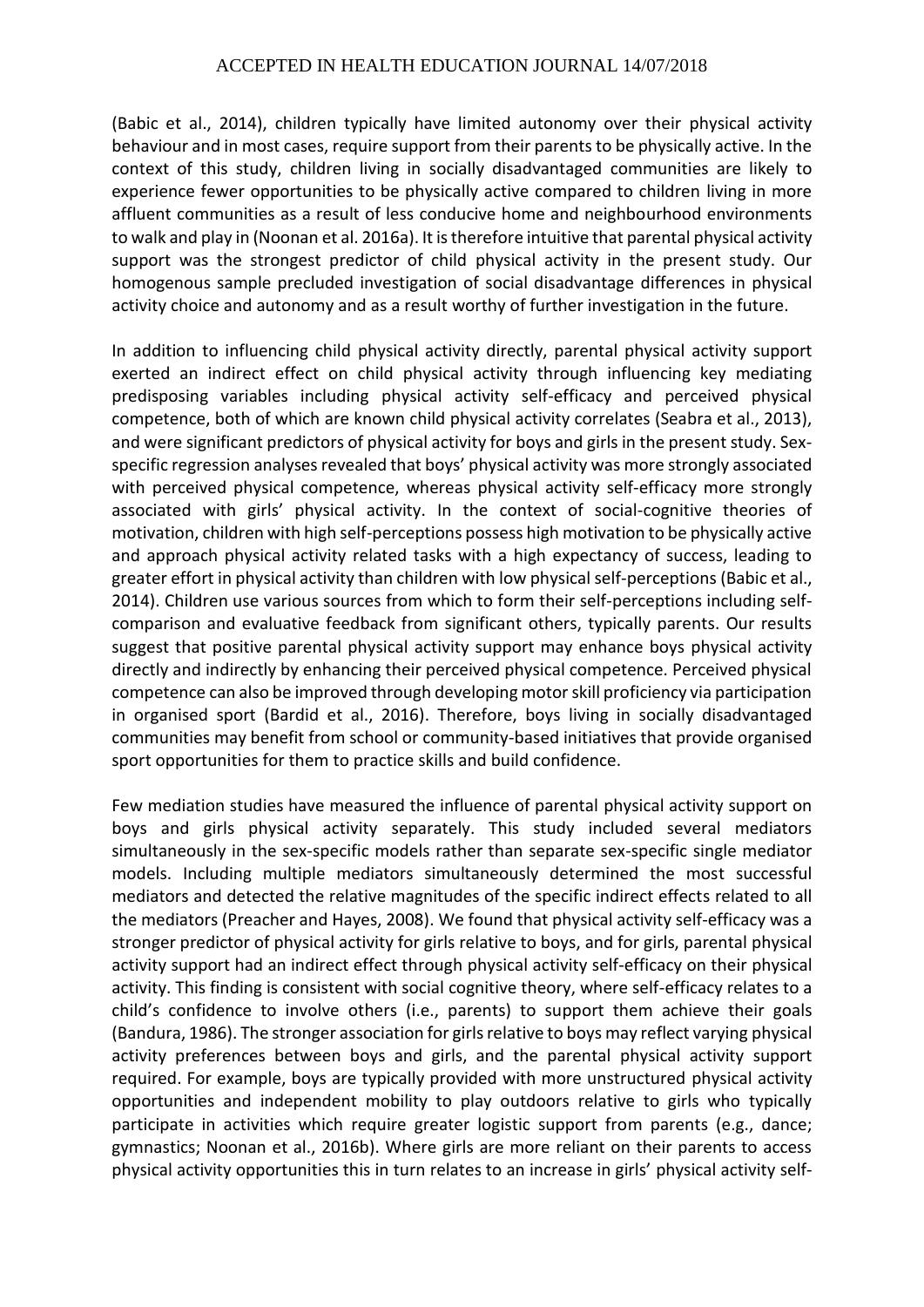(Babic et al., 2014), children typically have limited autonomy over their physical activity behaviour and in most cases, require support from their parents to be physically active. In the context of this study, children living in socially disadvantaged communities are likely to experience fewer opportunities to be physically active compared to children living in more affluent communities as a result of less conducive home and neighbourhood environments to walk and play in (Noonan et al. 2016a). It is therefore intuitive that parental physical activity support was the strongest predictor of child physical activity in the present study. Our homogenous sample precluded investigation of social disadvantage differences in physical activity choice and autonomy and as a result worthy of further investigation in the future.

In addition to influencing child physical activity directly, parental physical activity support exerted an indirect effect on child physical activity through influencing key mediating predisposing variables including physical activity self-efficacy and perceived physical competence, both of which are known child physical activity correlates (Seabra et al., 2013), and were significant predictors of physical activity for boys and girls in the present study. Sex-specific regression analyses revealed that boys' physical activity was more strongly associated with perceived physical competence, whereas physical activity self-efficacy more strongly associated with girls' physical activity. In the context of social-cognitive theories of motivation, children with high self-perceptions possess high motivation to be physically active and approach physical activity related tasks with a high expectancy of success, leading to greater effort in physical activity than children with low physical self-perceptions (Babic et al., 2014). Children use various sources from which to form their self-perceptions including self-comparison and evaluative feedback from significant others, typically parents. Our results suggest that positive parental physical activity support may enhance boys physical activity directly and indirectly by enhancing their perceived physical competence. Perceived physical competence can also be improved through developing motor skill proficiency via participation in organised sport (Bardid et al., 2016). Therefore, boys living in socially disadvantaged communities may benefit from school or community-based initiatives that provide organised sport opportunities for them to practice skills and build confidence.

Few mediation studies have measured the influence of parental physical activity support on boys and girls physical activity separately. This study included several mediators simultaneously in the sex-specific models rather than separate sex-specific single mediator models. Including multiple mediators simultaneously determined the most successful mediators and detected the relative magnitudes of the specific indirect effects related to all the mediators (Preacher and Hayes, 2008). We found that physical activity self-efficacy was a stronger predictor of physical activity for girls relative to boys, and for girls, parental physical activity support had an indirect effect through physical activity self-efficacy on their physical activity. This finding is consistent with social cognitive theory, where self-efficacy relates to a child's confidence to involve others (i.e., parents) to support them achieve their goals (Bandura, 1986). The stronger association for girls relative to boys may reflect varying physical activity preferences between boys and girls, and the parental physical activity support required. For example, boys are typically provided with more unstructured physical activity opportunities and independent mobility to play outdoors relative to girls who typically participate in activities which require greater logistic support from parents (e.g., dance; gymnastics; Noonan et al., 2016b). Where girls are more reliant on their parents to access physical activity opportunities this in turn relates to an increase in girls' physical activity self-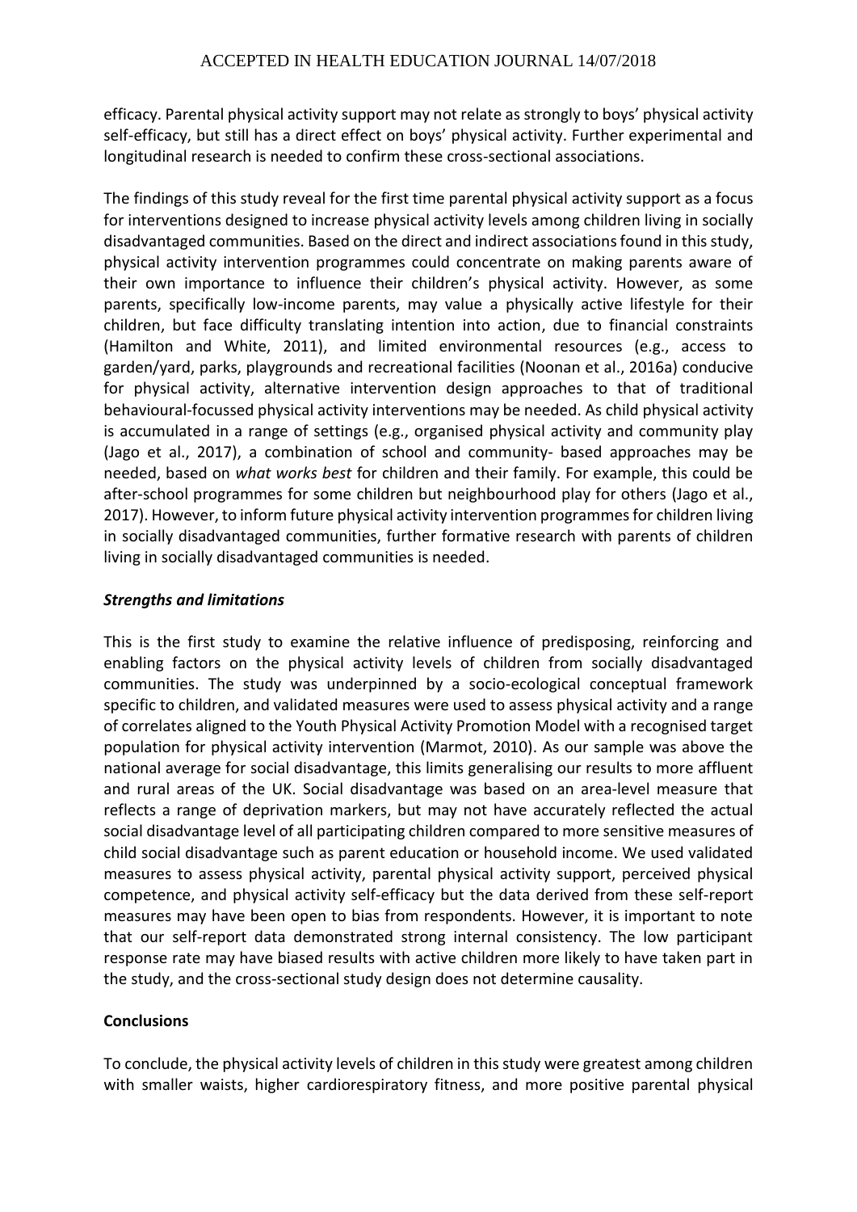efficacy. Parental physical activity support may not relate as strongly to boys' physical activity self-efficacy, but still has a direct effect on boys' physical activity. Further experimental and longitudinal research is needed to confirm these cross-sectional associations.

The findings of this study reveal for the first time parental physical activity support as a focus for interventions designed to increase physical activity levels among children living in socially disadvantaged communities. Based on the direct and indirect associations found in this study, physical activity intervention programmes could concentrate on making parents aware of their own importance to influence their children's physical activity. However, as some parents, specifically low-income parents, may value a physically active lifestyle for their children, but face difficulty translating intention into action, due to financial constraints (Hamilton and White, 2011), and limited environmental resources (e.g., access to garden/yard, parks, playgrounds and recreational facilities (Noonan et al., 2016a) conducive for physical activity, alternative intervention design approaches to that of traditional behavioural-focussed physical activity interventions may be needed. As child physical activity is accumulated in a range of settings (e.g., organised physical activity and community play (Jago et al., 2017), a combination of school and community- based approaches may be needed, based on *what works best* for children and their family. For example, this could be after-school programmes for some children but neighbourhood play for others (Jago et al., 2017). However, to inform future physical activity intervention programmes for children living in socially disadvantaged communities, further formative research with parents of children living in socially disadvantaged communities is needed.

### *Strengths and limitations*

This is the first study to examine the relative influence of predisposing, reinforcing and enabling factors on the physical activity levels of children from socially disadvantaged communities. The study was underpinned by a socio-ecological conceptual framework specific to children, and validated measures were used to assess physical activity and a range of correlates aligned to the Youth Physical Activity Promotion Model with a recognised target population for physical activity intervention (Marmot, 2010). As our sample was above the national average for social disadvantage, this limits generalising our results to more affluent and rural areas of the UK. Social disadvantage was based on an area-level measure that reflects a range of deprivation markers, but may not have accurately reflected the actual social disadvantage level of all participating children compared to more sensitive measures of child social disadvantage such as parent education or household income. We used validated measures to assess physical activity, parental physical activity support, perceived physical competence, and physical activity self-efficacy but the data derived from these self-report measures may have been open to bias from respondents. However, it is important to note that our self-report data demonstrated strong internal consistency. The low participant response rate may have biased results with active children more likely to have taken part in the study, and the cross-sectional study design does not determine causality.

## **Conclusions**

To conclude, the physical activity levels of children in this study were greatest among children with smaller waists, higher cardiorespiratory fitness, and more positive parental physical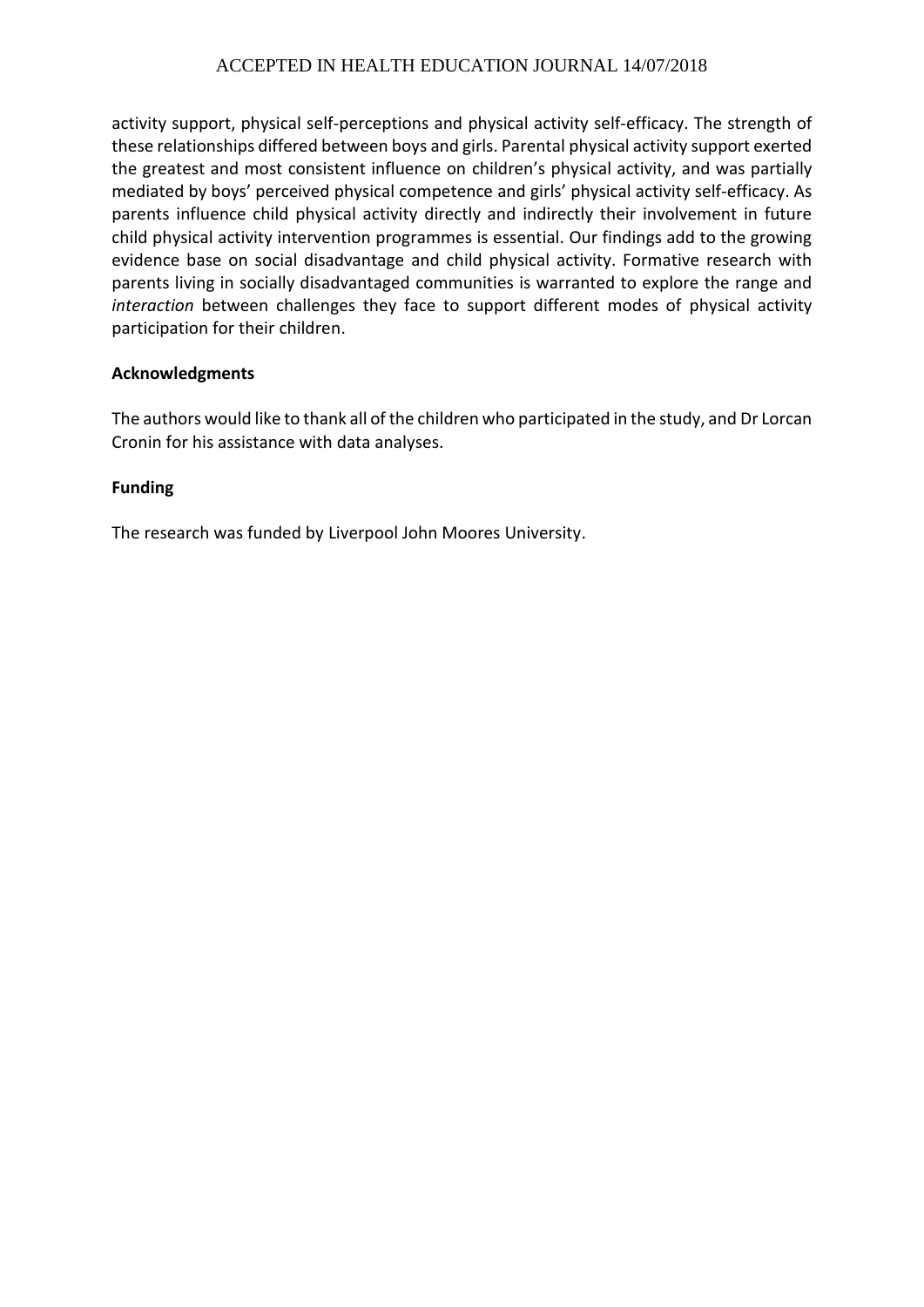activity support, physical self-perceptions and physical activity self-efficacy. The strength of these relationships differed between boys and girls. Parental physical activity support exerted the greatest and most consistent influence on children's physical activity, and was partially mediated by boys' perceived physical competence and girls' physical activity self-efficacy. As parents influence child physical activity directly and indirectly their involvement in future child physical activity intervention programmes is essential. Our findings add to the growing evidence base on social disadvantage and child physical activity. Formative research with parents living in socially disadvantaged communities is warranted to explore the range and *interaction* between challenges they face to support different modes of physical activity participation for their children.

**Acknowledgments**

The authors would like to thank all of the children who participated in the study, and Dr Lorcan Cronin for his assistance with data analyses.

**Funding**

The research was funded by Liverpool John Moores University.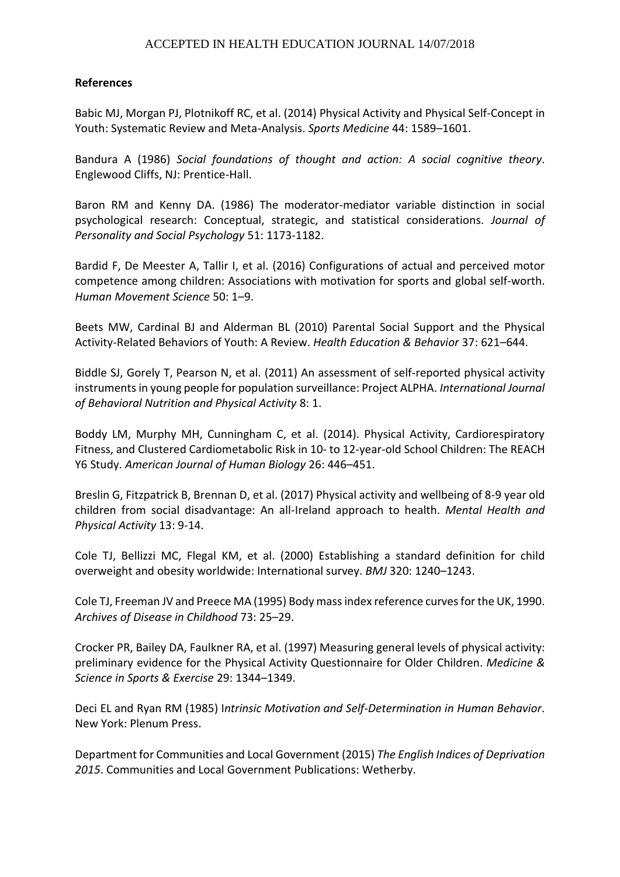**References**

Babic MJ, Morgan PJ, Plotnikoff RC, et al. (2014) Physical Activity and Physical Self-Concept in Youth: Systematic Review and Meta-Analysis. *Sports Medicine* 44: 1589–1601.

Bandura A (1986) *Social foundations of thought and action: A social cognitive theory*. Englewood Cliffs, NJ: Prentice-Hall.

Baron RM and Kenny DA. (1986) The moderator-mediator variable distinction in social psychological research: Conceptual, strategic, and statistical considerations. *Journal of Personality and Social Psychology* 51: 1173-1182.

Bardid F, De Meester A, Tallir I, et al. (2016) Configurations of actual and perceived motor competence among children: Associations with motivation for sports and global self-worth. *Human Movement Science* 50: 1–9.

Beets MW, Cardinal BJ and Alderman BL (2010) Parental Social Support and the Physical Activity-Related Behaviors of Youth: A Review. *Health Education & Behavior* 37: 621–644.

Biddle SJ, Gorely T, Pearson N, et al. (2011) An assessment of self-reported physical activity instruments in young people for population surveillance: Project ALPHA. *International Journal of Behavioral Nutrition and Physical Activity* 8: 1.

Boddy LM, Murphy MH, Cunningham C, et al. (2014). Physical Activity, Cardiorespiratory Fitness, and Clustered Cardiometabolic Risk in 10- to 12-year-old School Children: The REACH Y6 Study. *American Journal of Human Biology* 26: 446–451.

Breslin G, Fitzpatrick B, Brennan D, et al. (2017) Physical activity and wellbeing of 8-9 year old children from social disadvantage: An all-Ireland approach to health. *Mental Health and Physical Activity* 13: 9-14.

Cole TJ, Bellizzi MC, Flegal KM, et al. (2000) Establishing a standard definition for child overweight and obesity worldwide: International survey. *BMJ* 320: 1240–1243.

Cole TJ, Freeman JV and Preece MA (1995) Body mass index reference curves for the UK, 1990. *Archives of Disease in Childhood* 73: 25–29.

Crocker PR, Bailey DA, Faulkner RA, et al. (1997) Measuring general levels of physical activity: preliminary evidence for the Physical Activity Questionnaire for Older Children. *Medicine & Science in Sports & Exercise* 29: 1344–1349.

Deci EL and Ryan RM (1985) I*ntrinsic Motivation and Self-Determination in Human Behavior*. New York: Plenum Press.

Department for Communities and Local Government (2015) *The English Indices of Deprivation 2015*. Communities and Local Government Publications: Wetherby.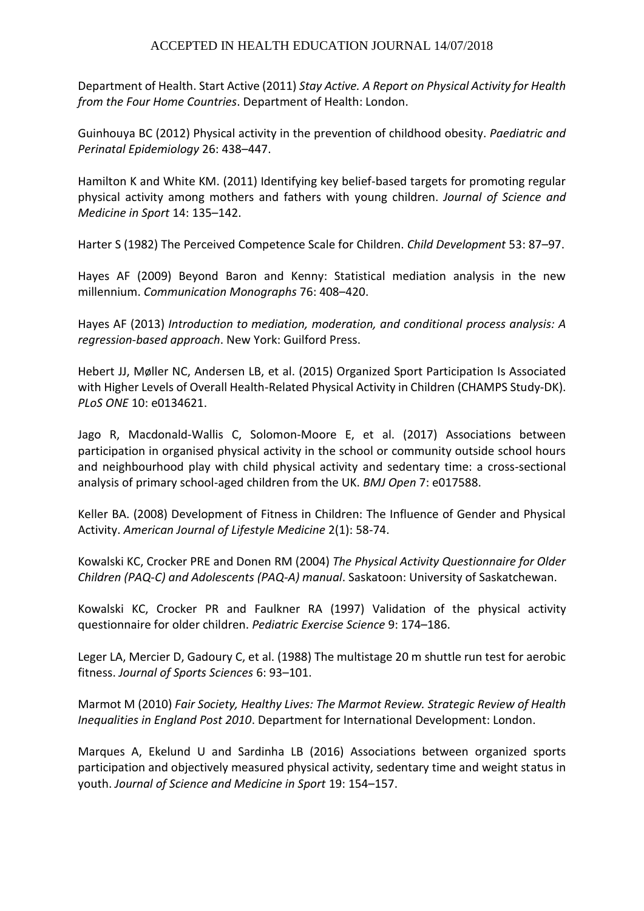Department of Health. Start Active (2011) *Stay Active. A Report on Physical Activity for Health from the Four Home Countries*. Department of Health: London.

Guinhouya BC (2012) Physical activity in the prevention of childhood obesity. *Paediatric and Perinatal Epidemiology* 26: 438–447.

Hamilton K and White KM. (2011) Identifying key belief-based targets for promoting regular physical activity among mothers and fathers with young children. *Journal of Science and Medicine in Sport* 14: 135–142.

Harter S (1982) The Perceived Competence Scale for Children. *Child Development* 53: 87–97.

Hayes AF (2009) Beyond Baron and Kenny: Statistical mediation analysis in the new millennium. *Communication Monographs* 76: 408–420.

Hayes AF (2013) *Introduction to mediation, moderation, and conditional process analysis: A regression-based approach*. New York: Guilford Press.

Hebert JJ, Møller NC, Andersen LB, et al. (2015) Organized Sport Participation Is Associated with Higher Levels of Overall Health-Related Physical Activity in Children (CHAMPS Study-DK). *PLoS ONE* 10: e0134621.

Jago R, Macdonald-Wallis C, Solomon-Moore E, et al. (2017) Associations between participation in organised physical activity in the school or community outside school hours and neighbourhood play with child physical activity and sedentary time: a cross-sectional analysis of primary school-aged children from the UK. *BMJ Open* 7: e017588.

Keller BA. (2008) Development of Fitness in Children: The Influence of Gender and Physical Activity. *American Journal of Lifestyle Medicine* 2(1): 58-74.

Kowalski KC, Crocker PRE and Donen RM (2004) *The Physical Activity Questionnaire for Older Children (PAQ-C) and Adolescents (PAQ-A) manual*. Saskatoon: University of Saskatchewan.

Kowalski KC, Crocker PR and Faulkner RA (1997) Validation of the physical activity questionnaire for older children. *Pediatric Exercise Science* 9: 174–186.

Leger LA, Mercier D, Gadoury C, et al. (1988) The multistage 20 m shuttle run test for aerobic fitness. *Journal of Sports Sciences* 6: 93–101.

Marmot M (2010) *Fair Society, Healthy Lives: The Marmot Review. Strategic Review of Health Inequalities in England Post 2010*. Department for International Development: London.

Marques A, Ekelund U and Sardinha LB (2016) Associations between organized sports participation and objectively measured physical activity, sedentary time and weight status in youth. *Journal of Science and Medicine in Sport* 19: 154–157.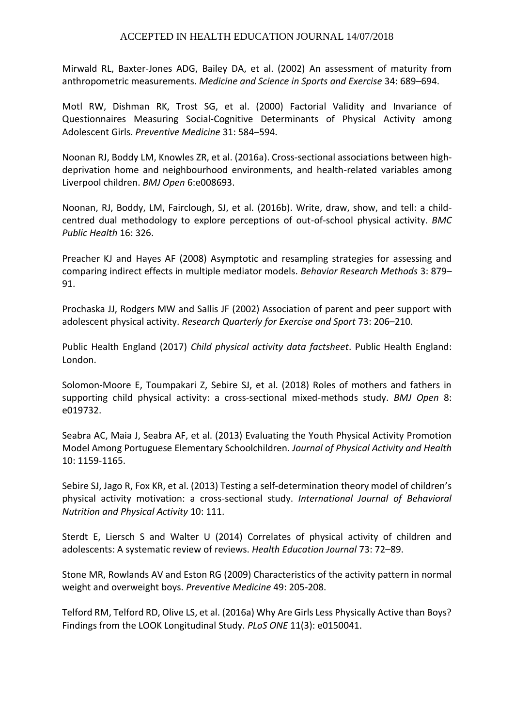Mirwald RL, Baxter-Jones ADG, Bailey DA, et al. (2002) An assessment of maturity from anthropometric measurements. *Medicine and Science in Sports and Exercise* 34: 689–694.

Motl RW, Dishman RK, Trost SG, et al. (2000) Factorial Validity and Invariance of Questionnaires Measuring Social-Cognitive Determinants of Physical Activity among Adolescent Girls. *Preventive Medicine* 31: 584–594.

Noonan RJ, Boddy LM, Knowles ZR, et al. (2016a). Cross-sectional associations between high-deprivation home and neighbourhood environments, and health-related variables among Liverpool children. *BMJ Open* 6:e008693.

Noonan, RJ, Boddy, LM, Fairclough, SJ, et al. (2016b). Write, draw, show, and tell: a child-centred dual methodology to explore perceptions of out-of-school physical activity. *BMC Public Health* 16: 326.

Preacher KJ and Hayes AF (2008) Asymptotic and resampling strategies for assessing and comparing indirect effects in multiple mediator models. *Behavior Research Methods* 3: 879–91.

Prochaska JJ, Rodgers MW and Sallis JF (2002) Association of parent and peer support with adolescent physical activity. *Research Quarterly for Exercise and Sport* 73: 206–210.

Public Health England (2017) *Child physical activity data factsheet*. Public Health England: London.

Solomon-Moore E, Toumpakari Z, Sebire SJ, et al. (2018) Roles of mothers and fathers in supporting child physical activity: a cross-sectional mixed-methods study. *BMJ Open* 8: e019732.

Seabra AC, Maia J, Seabra AF, et al. (2013) Evaluating the Youth Physical Activity Promotion Model Among Portuguese Elementary Schoolchildren. *Journal of Physical Activity and Health* 10: 1159-1165.

Sebire SJ, Jago R, Fox KR, et al. (2013) Testing a self-determination theory model of children's physical activity motivation: a cross-sectional study. *International Journal of Behavioral Nutrition and Physical Activity* 10: 111.

Sterdt E, Liersch S and Walter U (2014) Correlates of physical activity of children and adolescents: A systematic review of reviews. *Health Education Journal* 73: 72–89.

Stone MR, Rowlands AV and Eston RG (2009) Characteristics of the activity pattern in normal weight and overweight boys. *Preventive Medicine* 49: 205-208.

Telford RM, Telford RD, Olive LS, et al. (2016a) Why Are Girls Less Physically Active than Boys? Findings from the LOOK Longitudinal Study. *PLoS ONE* 11(3): e0150041.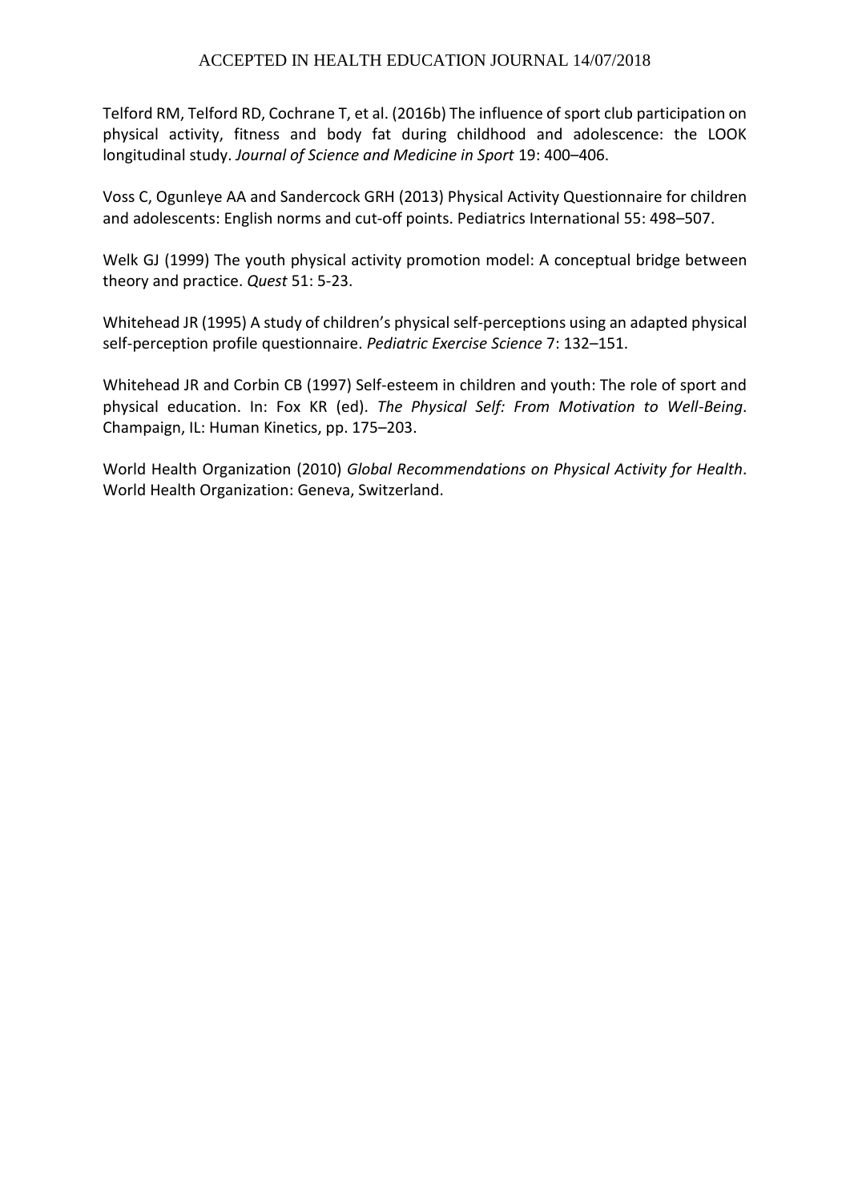Telford RM, Telford RD, Cochrane T, et al. (2016b) The influence of sport club participation on physical activity, fitness and body fat during childhood and adolescence: the LOOK longitudinal study. *Journal of Science and Medicine in Sport* 19: 400–406.

Voss C, Ogunleye AA and Sandercock GRH (2013) Physical Activity Questionnaire for children and adolescents: English norms and cut-off points. Pediatrics International 55: 498–507.

Welk GJ (1999) The youth physical activity promotion model: A conceptual bridge between theory and practice. *Quest* 51: 5-23.

Whitehead JR (1995) A study of children's physical self-perceptions using an adapted physical self-perception profile questionnaire. *Pediatric Exercise Science* 7: 132–151.

Whitehead JR and Corbin CB (1997) Self-esteem in children and youth: The role of sport and physical education. In: Fox KR (ed). *The Physical Self: From Motivation to Well-Being*. Champaign, IL: Human Kinetics, pp. 175–203.

World Health Organization (2010) *Global Recommendations on Physical Activity for Health*. World Health Organization: Geneva, Switzerland.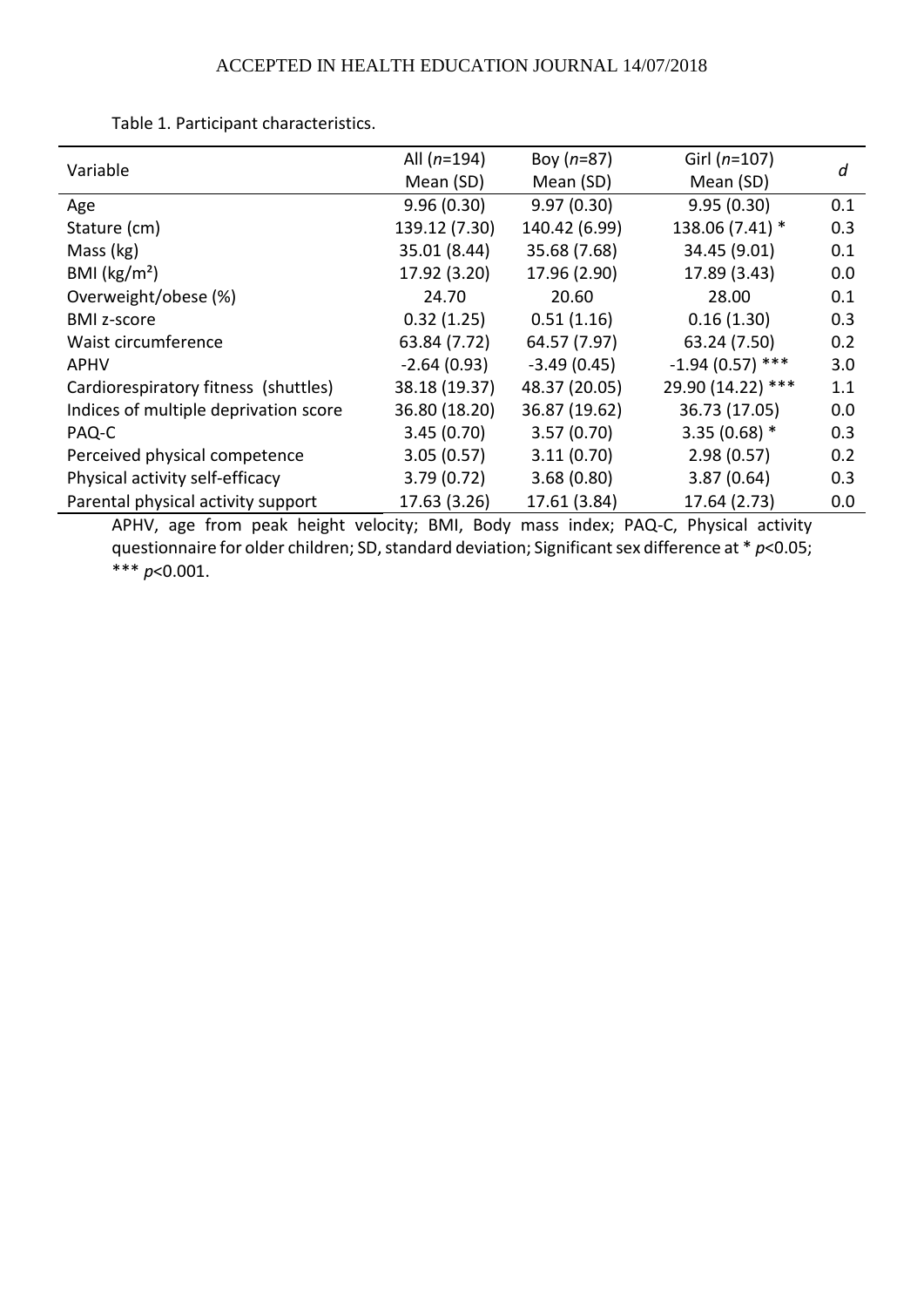Table 1. Participant characteristics.

| Variable | All (*n*=194) Mean (SD) | Boy (*n*=87) Mean (SD) | Girl (*n*=107) Mean (SD) | *d* |
|---|---|---|---|---|
| Age | 9.96 (0.30) | 9.97 (0.30) | 9.95 (0.30) | 0.1 |
| Stature (cm) | 139.12 (7.30) | 140.42 (6.99) | 138.06 (7.41) * | 0.3 |
| Mass (kg) | 35.01 (8.44) | 35.68 (7.68) | 34.45 (9.01) | 0.1 |
| BMI (kg/m²) | 17.92 (3.20) | 17.96 (2.90) | 17.89 (3.43) | 0.0 |
| Overweight/obese (%) | 24.70 | 20.60 | 28.00 | 0.1 |
| BMI z-score | 0.32 (1.25) | 0.51 (1.16) | 0.16 (1.30) | 0.3 |
| Waist circumference | 63.84 (7.72) | 64.57 (7.97) | 63.24 (7.50) | 0.2 |
| APHV | -2.64 (0.93) | -3.49 (0.45) | -1.94 (0.57) *** | 3.0 |
| Cardiorespiratory fitness (shuttles) | 38.18 (19.37) | 48.37 (20.05) | 29.90 (14.22) *** | 1.1 |
| Indices of multiple deprivation score | 36.80 (18.20) | 36.87 (19.62) | 36.73 (17.05) | 0.0 |
| PAQ-C | 3.45 (0.70) | 3.57 (0.70) | 3.35 (0.68) * | 0.3 |
| Perceived physical competence | 3.05 (0.57) | 3.11 (0.70) | 2.98 (0.57) | 0.2 |
| Physical activity self-efficacy | 3.79 (0.72) | 3.68 (0.80) | 3.87 (0.64) | 0.3 |
| Parental physical activity support | 17.63 (3.26) | 17.61 (3.84) | 17.64 (2.73) | 0.0 |

APHV, age from peak height velocity; BMI, Body mass index; PAQ-C, Physical activity questionnaire for older children; SD, standard deviation; Significant sex difference at * $p<0.05$; *** $p<0.001$.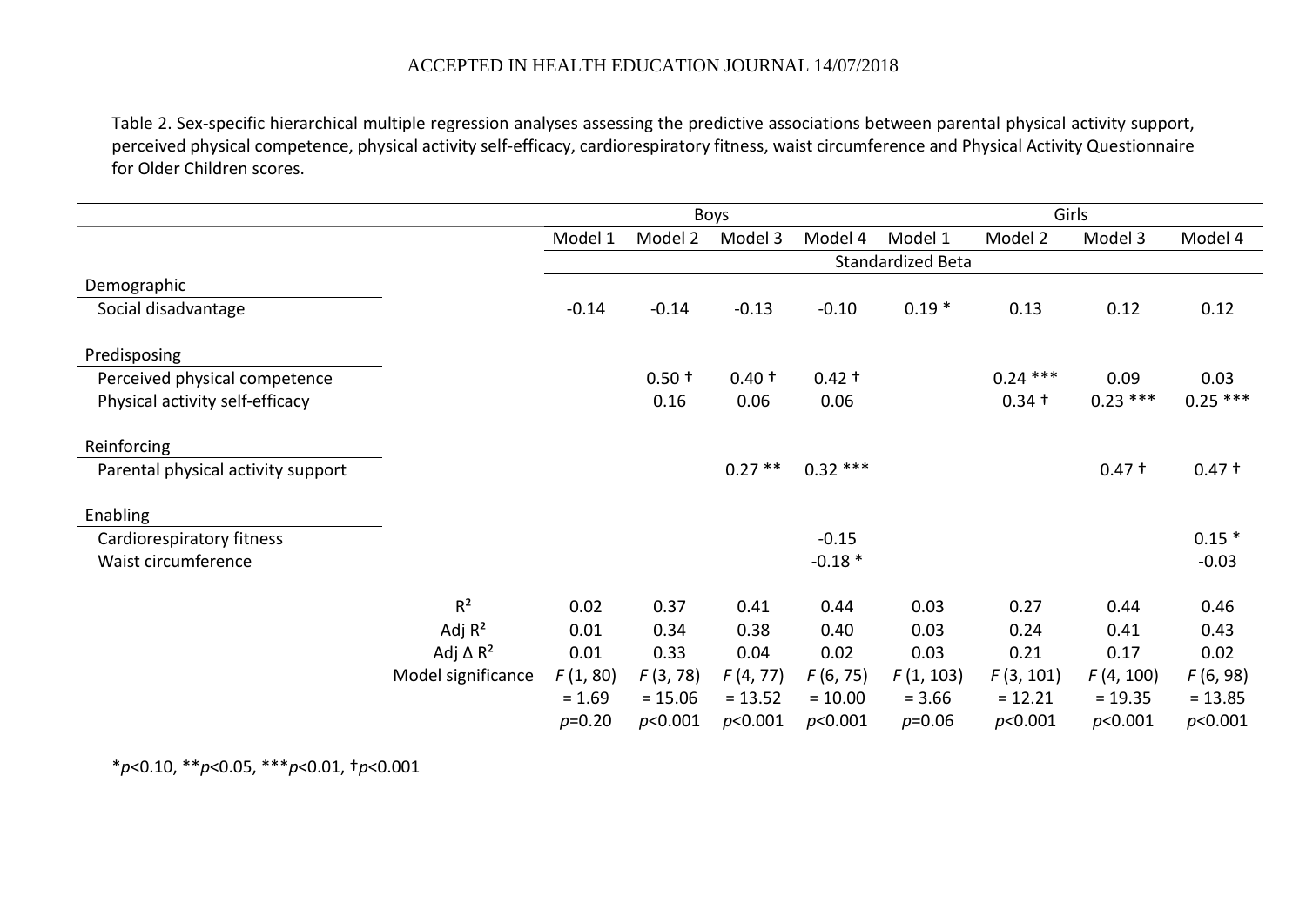Table 2. Sex-specific hierarchical multiple regression analyses assessing the predictive associations between parental physical activity support, perceived physical competence, physical activity self-efficacy, cardiorespiratory fitness, waist circumference and Physical Activity Questionnaire for Older Children scores.

| | | Boys | | | | Girls | | | |
|---|---|---|---|---|---|---|---|---|---|
| | | Model 1 | Model 2 | Model 3 | Model 4 | Model 1 | Model 2 | Model 3 | Model 4 |
| | | Standardized Beta | | | | | | | |
| Demographic | | | | | | | | | |
| Social disadvantage | | -0.14 | -0.14 | -0.13 | -0.10 | 0.19 * | 0.13 | 0.12 | 0.12 |
| Predisposing | | | | | | | | | |
| Perceived physical competence | | | 0.50 † | 0.40 † | 0.42 † | | 0.24 *** | 0.09 | 0.03 |
| Physical activity self-efficacy | | | 0.16 | 0.06 | 0.06 | | 0.34 † | 0.23 *** | 0.25 *** |
| Reinforcing | | | | | | | | | |
| Parental physical activity support | | | | 0.27 ** | 0.32 *** | | | 0.47 † | 0.47 † |
| Enabling | | | | | | | | | |
| Cardiorespiratory fitness | | | | | -0.15 | | | | 0.15 * |
| Waist circumference | | | | | -0.18 * | | | | -0.03 |
| | $R^2$ | 0.02 | 0.37 | 0.41 | 0.44 | 0.03 | 0.27 | 0.44 | 0.46 |
| | Adj $R^2$ | 0.01 | 0.34 | 0.38 | 0.40 | 0.03 | 0.24 | 0.41 | 0.43 |
| | Adj $\Delta R^2$ | 0.01 | 0.33 | 0.04 | 0.02 | 0.03 | 0.21 | 0.17 | 0.02 |
| | Model significance | $F_{(1, 80)} = 1.69$ $p=0.20$ | $F_{(3, 78)} = 15.06$ $p<0.001$ | $F_{(4, 77)} = 13.52$ $p<0.001$ | $F_{(6, 75)} = 10.00$ $p<0.001$ | $F_{(1, 103)} = 3.66$ $p=0.06$ | $F_{(3, 101)} = 12.21$ $p<0.001$ | $F_{(4, 100)} = 19.35$ $p<0.001$ | $F_{(6, 98)} = 13.85$ $p<0.001$ |

*$p<0.10$, **$p<0.05$, ***$p<0.01$, †$p<0.001$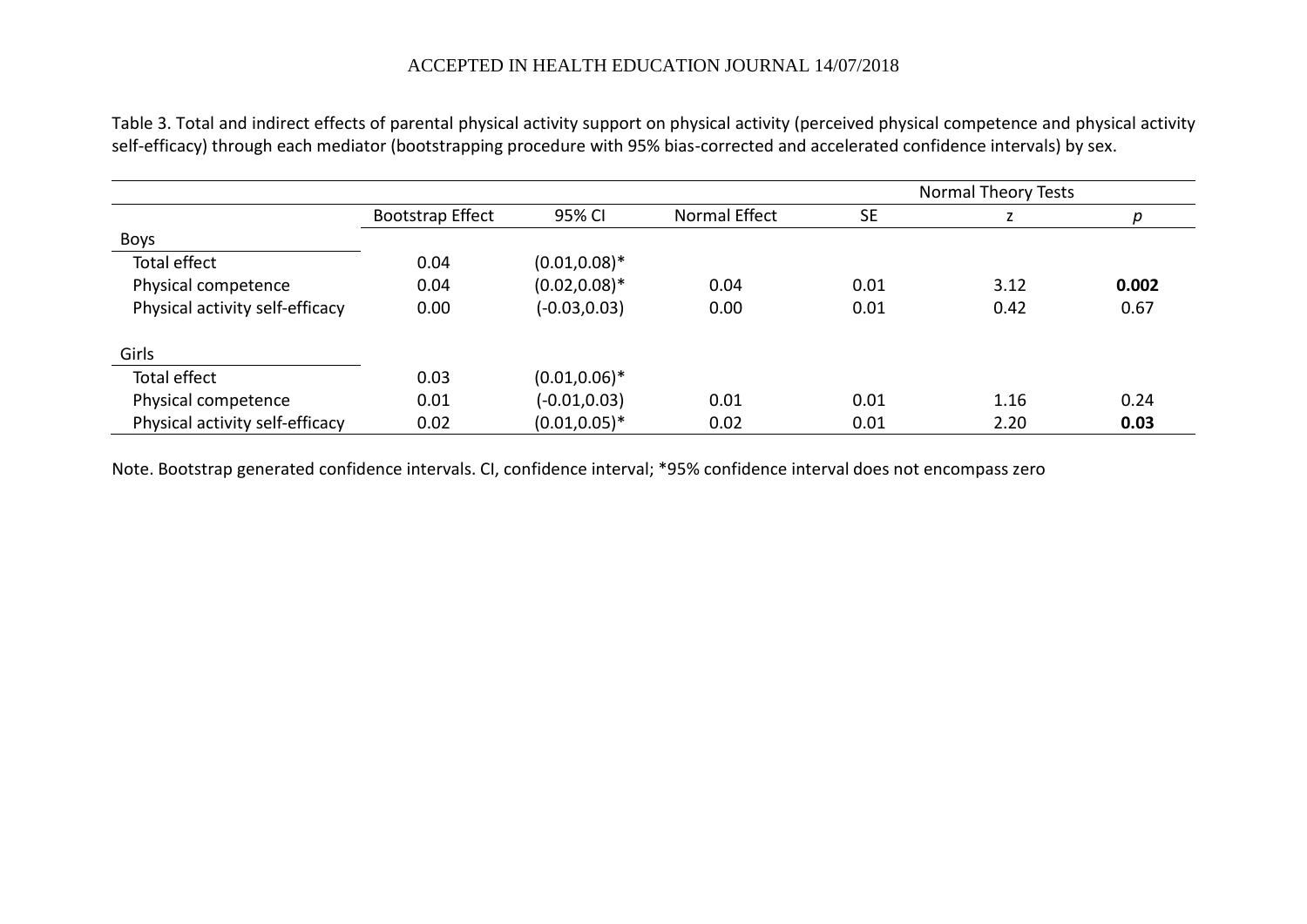Table 3. Total and indirect effects of parental physical activity support on physical activity (perceived physical competence and physical activity self-efficacy) through each mediator (bootstrapping procedure with 95% bias-corrected and accelerated confidence intervals) by sex.

| | | | Normal Theory Tests | | | |
|---|---|---|---|---|---|---|
| | Bootstrap Effect | 95% CI | Normal Effect | SE | z | *p* |
| Boys | | | | | | |
| Total effect | 0.04 | (0.01,0.08)* | | | | |
| Physical competence | 0.04 | (0.02,0.08)* | 0.04 | 0.01 | 3.12 | **0.002** |
| Physical activity self-efficacy | 0.00 | (-0.03,0.03) | 0.00 | 0.01 | 0.42 | 0.67 |
| Girls | | | | | | |
| Total effect | 0.03 | (0.01,0.06)* | | | | |
| Physical competence | 0.01 | (-0.01,0.03) | 0.01 | 0.01 | 1.16 | 0.24 |
| Physical activity self-efficacy | 0.02 | (0.01,0.05)* | 0.02 | 0.01 | 2.20 | **0.03** |

Note. Bootstrap generated confidence intervals. CI, confidence interval; *95% confidence interval does not encompass zero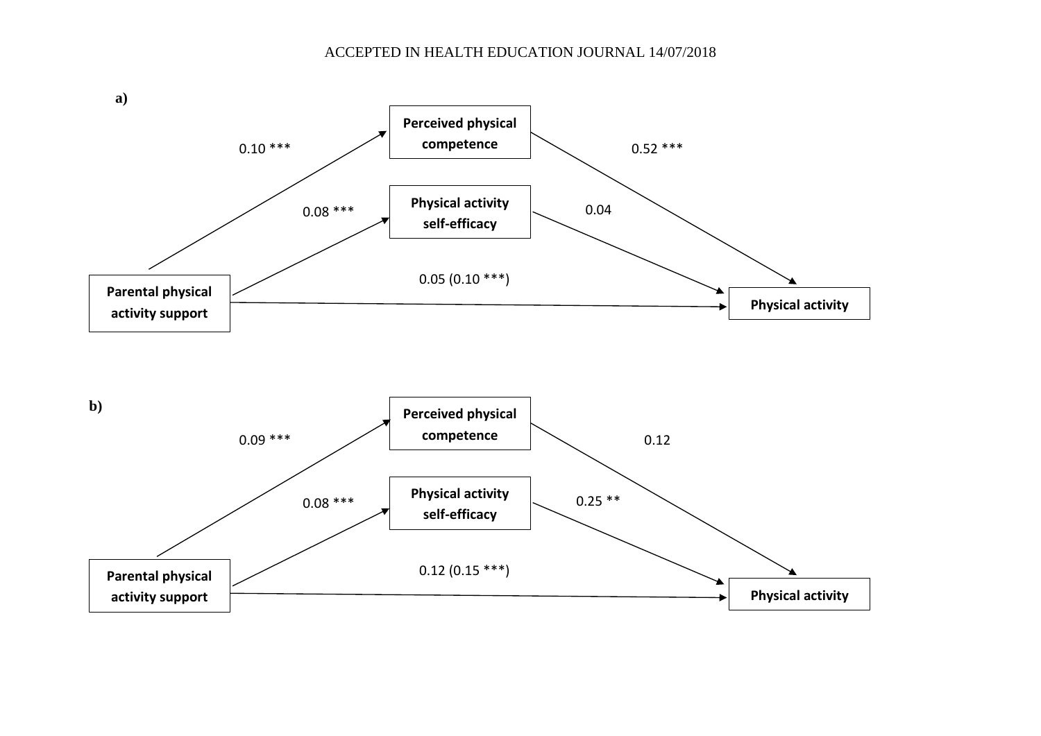**a)**

Perceived physical competence

Physical activity self-efficacy

Parental physical activity support

Physical activity

Parental physical activity support → Perceived physical competence: 0.10 ***

Parental physical activity support → Physical activity self-efficacy: 0.08 ***

Perceived physical competence → Physical activity: 0.52 ***

Physical activity self-efficacy → Physical activity: 0.04

Parental physical activity support → Physical activity: 0.05 (0.10 ***)

**b)**

Perceived physical competence

Physical activity self-efficacy

Parental physical activity support

Physical activity

Parental physical activity support → Perceived physical competence: 0.09 ***

Parental physical activity support → Physical activity self-efficacy: 0.08 ***

Perceived physical competence → Physical activity: 0.12

Physical activity self-efficacy → Physical activity: 0.25 **

Parental physical activity support → Physical activity: 0.12 (0.15 ***)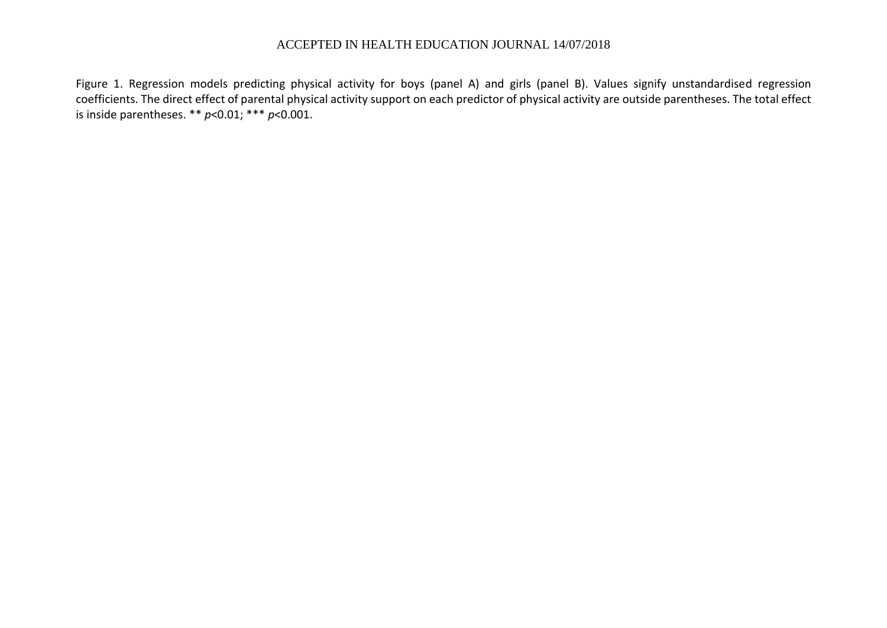Figure 1. Regression models predicting physical activity for boys (panel A) and girls (panel B). Values signify unstandardised regression coefficients. The direct effect of parental physical activity support on each predictor of physical activity are outside parentheses. The total effect is inside parentheses. ** $p<0.01$; *** $p<0.001$.